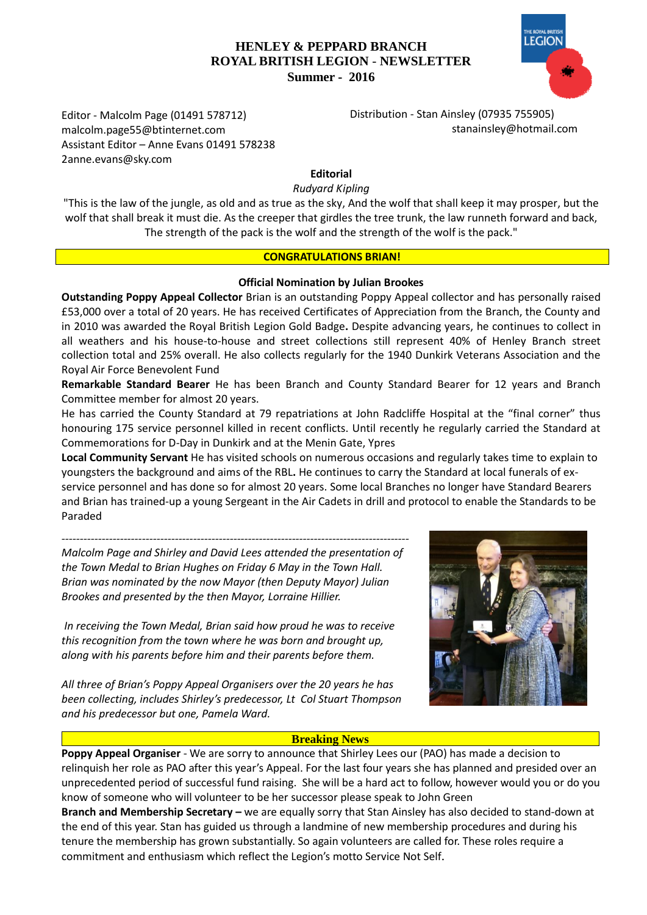# HENLEY & PEPPARD BRANCH
# ROYAL BRITISH LEGION - NEWSLETTER
## Summer - 2016

Editor - Malcolm Page (01491 578712)
malcolm.page55@btinternet.com
Assistant Editor – Anne Evans 01491 578238
2anne.evans@sky.com

Distribution - Stan Ainsley (07935 755905)
stanainsley@hotmail.com

### Editorial

*Rudyard Kipling*

"This is the law of the jungle, as old and as true as the sky, And the wolf that shall keep it may prosper, but the wolf that shall break it must die. As the creeper that girdles the tree trunk, the law runneth forward and back, The strength of the pack is the wolf and the strength of the wolf is the pack."

### CONGRATULATIONS BRIAN!

**Official Nomination by Julian Brookes**

**Outstanding Poppy Appeal Collector** Brian is an outstanding Poppy Appeal collector and has personally raised £53,000 over a total of 20 years. He has received Certificates of Appreciation from the Branch, the County and in 2010 was awarded the Royal British Legion Gold Badge**.** Despite advancing years, he continues to collect in all weathers and his house-to-house and street collections still represent 40% of Henley Branch street collection total and 25% overall. He also collects regularly for the 1940 Dunkirk Veterans Association and the Royal Air Force Benevolent Fund

**Remarkable Standard Bearer** He has been Branch and County Standard Bearer for 12 years and Branch Committee member for almost 20 years.

He has carried the County Standard at 79 repatriations at John Radcliffe Hospital at the "final corner" thus honouring 175 service personnel killed in recent conflicts. Until recently he regularly carried the Standard at Commemorations for D-Day in Dunkirk and at the Menin Gate, Ypres

**Local Community Servant** He has visited schools on numerous occasions and regularly takes time to explain to youngsters the background and aims of the RBL**.** He continues to carry the Standard at local funerals of ex-service personnel and has done so for almost 20 years. Some local Branches no longer have Standard Bearers and Brian has trained-up a young Sergeant in the Air Cadets in drill and protocol to enable the Standards to be Paraded

---

*Malcolm Page and Shirley and David Lees attended the presentation of the Town Medal to Brian Hughes on Friday 6 May in the Town Hall. Brian was nominated by the now Mayor (then Deputy Mayor) Julian Brookes and presented by the then Mayor, Lorraine Hillier.*

*In receiving the Town Medal, Brian said how proud he was to receive this recognition from the town where he was born and brought up, along with his parents before him and their parents before them.*

*All three of Brian's Poppy Appeal Organisers over the 20 years he has been collecting, includes Shirley's predecessor, Lt Col Stuart Thompson and his predecessor but one, Pamela Ward.*

### Breaking News

**Poppy Appeal Organiser** - We are sorry to announce that Shirley Lees our (PAO) has made a decision to relinquish her role as PAO after this year's Appeal. For the last four years she has planned and presided over an unprecedented period of successful fund raising. She will be a hard act to follow, however would you or do you know of someone who will volunteer to be her successor please speak to John Green

**Branch and Membership Secretary –** we are equally sorry that Stan Ainsley has also decided to stand-down at the end of this year. Stan has guided us through a landmine of new membership procedures and during his tenure the membership has grown substantially. So again volunteers are called for. These roles require a commitment and enthusiasm which reflect the Legion's motto Service Not Self.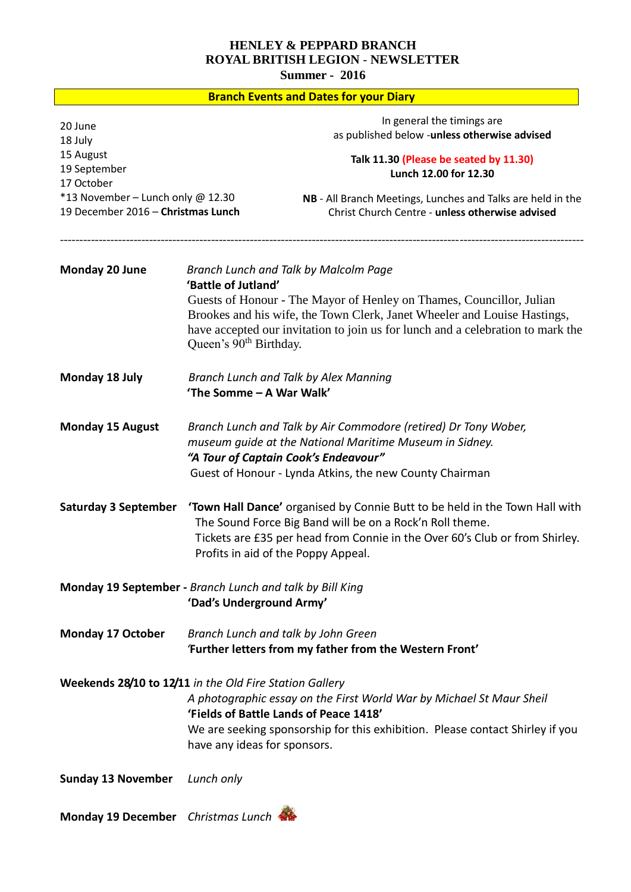**HENLEY & PEPPARD BRANCH**
**ROYAL BRITISH LEGION - NEWSLETTER**
**Summer - 2016**

## Branch Events and Dates for your Diary

20 June
18 July
15 August
19 September
17 October
*13 November – Lunch only @ 12.30
19 December 2016 – **Christmas Lunch**

In general the timings are as published below -**unless otherwise advised**

**Talk 11.30 (Please be seated by 11.30)**
**Lunch 12.00 for 12.30**

**NB** - All Branch Meetings, Lunches and Talks are held in the Christ Church Centre - **unless otherwise advised**

---

**Monday 20 June** *Branch Lunch and Talk by Malcolm Page*
**'Battle of Jutland'**
Guests of Honour - The Mayor of Henley on Thames, Councillor, Julian Brookes and his wife, the Town Clerk, Janet Wheeler and Louise Hastings, have accepted our invitation to join us for lunch and a celebration to mark the Queen's 90th Birthday.

**Monday 18 July** *Branch Lunch and Talk by Alex Manning*
**'The Somme – A War Walk'**

**Monday 15 August** *Branch Lunch and Talk by Air Commodore (retired) Dr Tony Wober, museum guide at the National Maritime Museum in Sidney.*
***"A Tour of Captain Cook's Endeavour"***
Guest of Honour - Lynda Atkins, the new County Chairman

**Saturday 3 September** **'Town Hall Dance'** organised by Connie Butt to be held in the Town Hall with The Sound Force Big Band will be on a Rock'n Roll theme.
Tickets are £35 per head from Connie in the Over 60's Club or from Shirley.
Profits in aid of the Poppy Appeal.

**Monday 19 September -** *Branch Lunch and talk by Bill King*
**'Dad's Underground Army'**

**Monday 17 October** *Branch Lunch and talk by John Green*
**'Further letters from my father from the Western Front'**

**Weekends 28/10 to 12/11** *in the Old Fire Station Gallery*
*A photographic essay on the First World War by Michael St Maur Sheil*
**'Fields of Battle Lands of Peace 1418'**
We are seeking sponsorship for this exhibition. Please contact Shirley if you have any ideas for sponsors.

**Sunday 13 November** *Lunch only*

**Monday 19 December** *Christmas Lunch*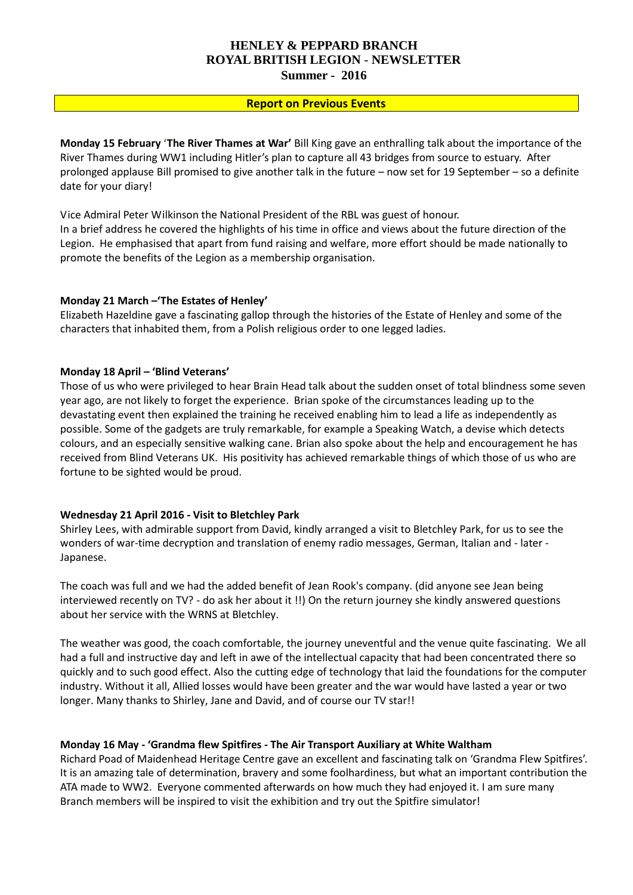# HENLEY & PEPPARD BRANCH
# ROYAL BRITISH LEGION - NEWSLETTER
## Summer - 2016

## Report on Previous Events

**Monday 15 February 'The River Thames at War'** Bill King gave an enthralling talk about the importance of the River Thames during WW1 including Hitler's plan to capture all 43 bridges from source to estuary. After prolonged applause Bill promised to give another talk in the future – now set for 19 September – so a definite date for your diary!

Vice Admiral Peter Wilkinson the National President of the RBL was guest of honour.
In a brief address he covered the highlights of his time in office and views about the future direction of the Legion. He emphasised that apart from fund raising and welfare, more effort should be made nationally to promote the benefits of the Legion as a membership organisation.

**Monday 21 March –'The Estates of Henley'**
Elizabeth Hazeldine gave a fascinating gallop through the histories of the Estate of Henley and some of the characters that inhabited them, from a Polish religious order to one legged ladies.

**Monday 18 April – 'Blind Veterans'**
Those of us who were privileged to hear Brain Head talk about the sudden onset of total blindness some seven year ago, are not likely to forget the experience. Brian spoke of the circumstances leading up to the devastating event then explained the training he received enabling him to lead a life as independently as possible. Some of the gadgets are truly remarkable, for example a Speaking Watch, a devise which detects colours, and an especially sensitive walking cane. Brian also spoke about the help and encouragement he has received from Blind Veterans UK. His positivity has achieved remarkable things of which those of us who are fortune to be sighted would be proud.

**Wednesday 21 April 2016 - Visit to Bletchley Park**
Shirley Lees, with admirable support from David, kindly arranged a visit to Bletchley Park, for us to see the wonders of war-time decryption and translation of enemy radio messages, German, Italian and - later - Japanese.

The coach was full and we had the added benefit of Jean Rook's company. (did anyone see Jean being interviewed recently on TV? - do ask her about it !!) On the return journey she kindly answered questions about her service with the WRNS at Bletchley.

The weather was good, the coach comfortable, the journey uneventful and the venue quite fascinating. We all had a full and instructive day and left in awe of the intellectual capacity that had been concentrated there so quickly and to such good effect. Also the cutting edge of technology that laid the foundations for the computer industry. Without it all, Allied losses would have been greater and the war would have lasted a year or two longer. Many thanks to Shirley, Jane and David, and of course our TV star!!

**Monday 16 May - 'Grandma flew Spitfires - The Air Transport Auxiliary at White Waltham**
Richard Poad of Maidenhead Heritage Centre gave an excellent and fascinating talk on 'Grandma Flew Spitfires'. It is an amazing tale of determination, bravery and some foolhardiness, but what an important contribution the ATA made to WW2. Everyone commented afterwards on how much they had enjoyed it. I am sure many Branch members will be inspired to visit the exhibition and try out the Spitfire simulator!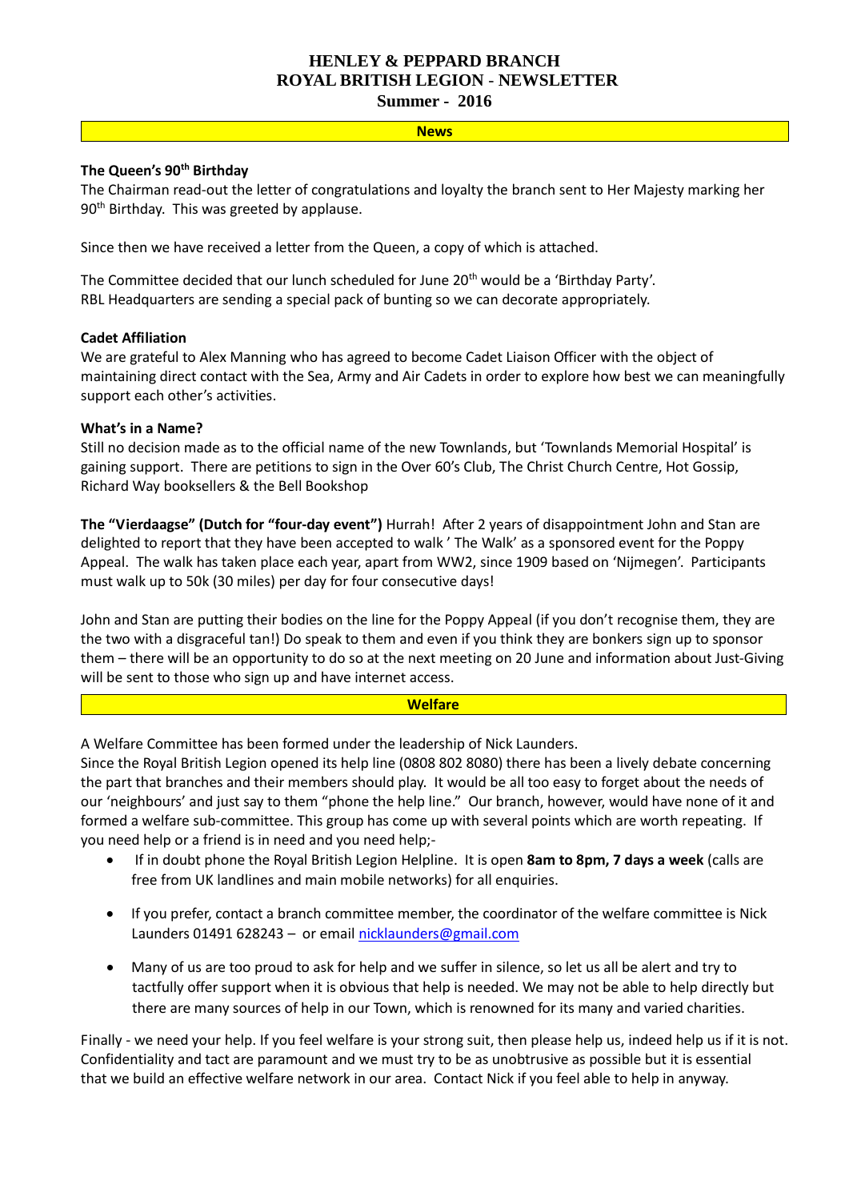# HENLEY & PEPPARD BRANCH
# ROYAL BRITISH LEGION - NEWSLETTER
## Summer - 2016

## News

**The Queen's 90th Birthday**

The Chairman read-out the letter of congratulations and loyalty the branch sent to Her Majesty marking her 90th Birthday. This was greeted by applause.

Since then we have received a letter from the Queen, a copy of which is attached.

The Committee decided that our lunch scheduled for June 20th would be a 'Birthday Party'.
RBL Headquarters are sending a special pack of bunting so we can decorate appropriately.

**Cadet Affiliation**

We are grateful to Alex Manning who has agreed to become Cadet Liaison Officer with the object of maintaining direct contact with the Sea, Army and Air Cadets in order to explore how best we can meaningfully support each other's activities.

**What's in a Name?**

Still no decision made as to the official name of the new Townlands, but 'Townlands Memorial Hospital' is gaining support. There are petitions to sign in the Over 60's Club, The Christ Church Centre, Hot Gossip, Richard Way booksellers & the Bell Bookshop

**The "Vierdaagse" (Dutch for "four-day event")** Hurrah! After 2 years of disappointment John and Stan are delighted to report that they have been accepted to walk ' The Walk' as a sponsored event for the Poppy Appeal. The walk has taken place each year, apart from WW2, since 1909 based on 'Nijmegen'. Participants must walk up to 50k (30 miles) per day for four consecutive days!

John and Stan are putting their bodies on the line for the Poppy Appeal (if you don't recognise them, they are the two with a disgraceful tan!) Do speak to them and even if you think they are bonkers sign up to sponsor them – there will be an opportunity to do so at the next meeting on 20 June and information about Just-Giving will be sent to those who sign up and have internet access.

## Welfare

A Welfare Committee has been formed under the leadership of Nick Launders.
Since the Royal British Legion opened its help line (0808 802 8080) there has been a lively debate concerning the part that branches and their members should play. It would be all too easy to forget about the needs of our 'neighbours' and just say to them "phone the help line." Our branch, however, would have none of it and formed a welfare sub-committee. This group has come up with several points which are worth repeating. If you need help or a friend is in need and you need help;-

- If in doubt phone the Royal British Legion Helpline. It is open **8am to 8pm, 7 days a week** (calls are free from UK landlines and main mobile networks) for all enquiries.
- If you prefer, contact a branch committee member, the coordinator of the welfare committee is Nick Launders 01491 628243 – or email nicklaunders@gmail.com
- Many of us are too proud to ask for help and we suffer in silence, so let us all be alert and try to tactfully offer support when it is obvious that help is needed. We may not be able to help directly but there are many sources of help in our Town, which is renowned for its many and varied charities.

Finally - we need your help. If you feel welfare is your strong suit, then please help us, indeed help us if it is not. Confidentiality and tact are paramount and we must try to be as unobtrusive as possible but it is essential that we build an effective welfare network in our area. Contact Nick if you feel able to help in anyway.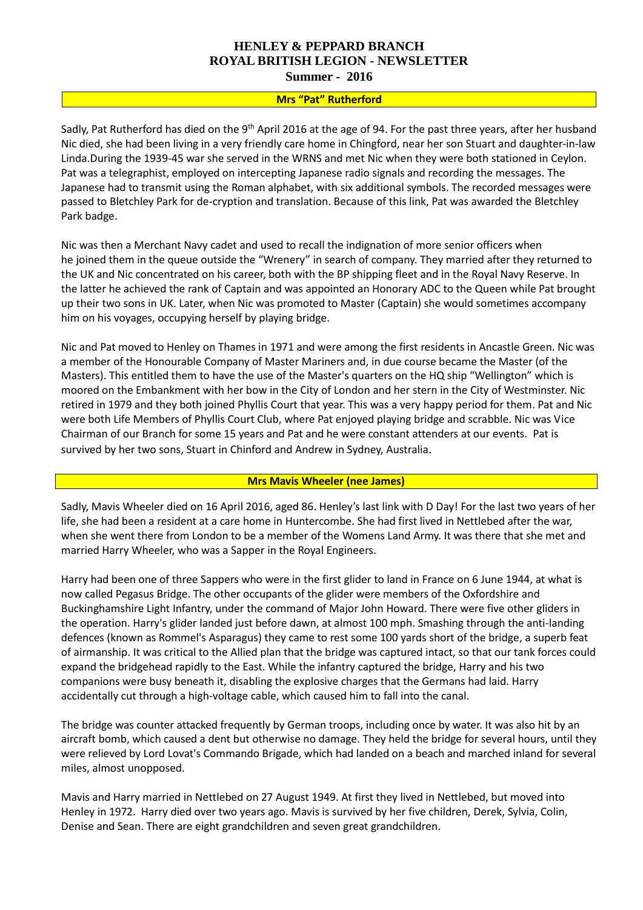# HENLEY & PEPPARD BRANCH
# ROYAL BRITISH LEGION - NEWSLETTER
## Summer - 2016

### Mrs "Pat" Rutherford

Sadly, Pat Rutherford has died on the 9th April 2016 at the age of 94. For the past three years, after her husband Nic died, she had been living in a very friendly care home in Chingford, near her son Stuart and daughter-in-law Linda.During the 1939-45 war she served in the WRNS and met Nic when they were both stationed in Ceylon. Pat was a telegraphist, employed on intercepting Japanese radio signals and recording the messages. The Japanese had to transmit using the Roman alphabet, with six additional symbols. The recorded messages were passed to Bletchley Park for de-cryption and translation. Because of this link, Pat was awarded the Bletchley Park badge.

Nic was then a Merchant Navy cadet and used to recall the indignation of more senior officers when he joined them in the queue outside the "Wrenery" in search of company. They married after they returned to the UK and Nic concentrated on his career, both with the BP shipping fleet and in the Royal Navy Reserve. In the latter he achieved the rank of Captain and was appointed an Honorary ADC to the Queen while Pat brought up their two sons in UK. Later, when Nic was promoted to Master (Captain) she would sometimes accompany him on his voyages, occupying herself by playing bridge.

Nic and Pat moved to Henley on Thames in 1971 and were among the first residents in Ancastle Green. Nic was a member of the Honourable Company of Master Mariners and, in due course became the Master (of the Masters). This entitled them to have the use of the Master's quarters on the HQ ship "Wellington" which is moored on the Embankment with her bow in the City of London and her stern in the City of Westminster. Nic retired in 1979 and they both joined Phyllis Court that year. This was a very happy period for them. Pat and Nic were both Life Members of Phyllis Court Club, where Pat enjoyed playing bridge and scrabble. Nic was Vice Chairman of our Branch for some 15 years and Pat and he were constant attenders at our events. Pat is survived by her two sons, Stuart in Chinford and Andrew in Sydney, Australia.

### Mrs Mavis Wheeler (nee James)

Sadly, Mavis Wheeler died on 16 April 2016, aged 86. Henley's last link with D Day! For the last two years of her life, she had been a resident at a care home in Huntercombe. She had first lived in Nettlebed after the war, when she went there from London to be a member of the Womens Land Army. It was there that she met and married Harry Wheeler, who was a Sapper in the Royal Engineers.

Harry had been one of three Sappers who were in the first glider to land in France on 6 June 1944, at what is now called Pegasus Bridge. The other occupants of the glider were members of the Oxfordshire and Buckinghamshire Light Infantry, under the command of Major John Howard. There were five other gliders in the operation. Harry's glider landed just before dawn, at almost 100 mph. Smashing through the anti-landing defences (known as Rommel's Asparagus) they came to rest some 100 yards short of the bridge, a superb feat of airmanship. It was critical to the Allied plan that the bridge was captured intact, so that our tank forces could expand the bridgehead rapidly to the East. While the infantry captured the bridge, Harry and his two companions were busy beneath it, disabling the explosive charges that the Germans had laid. Harry accidentally cut through a high-voltage cable, which caused him to fall into the canal.

The bridge was counter attacked frequently by German troops, including once by water. It was also hit by an aircraft bomb, which caused a dent but otherwise no damage. They held the bridge for several hours, until they were relieved by Lord Lovat's Commando Brigade, which had landed on a beach and marched inland for several miles, almost unopposed.

Mavis and Harry married in Nettlebed on 27 August 1949. At first they lived in Nettlebed, but moved into Henley in 1972. Harry died over two years ago. Mavis is survived by her five children, Derek, Sylvia, Colin, Denise and Sean. There are eight grandchildren and seven great grandchildren.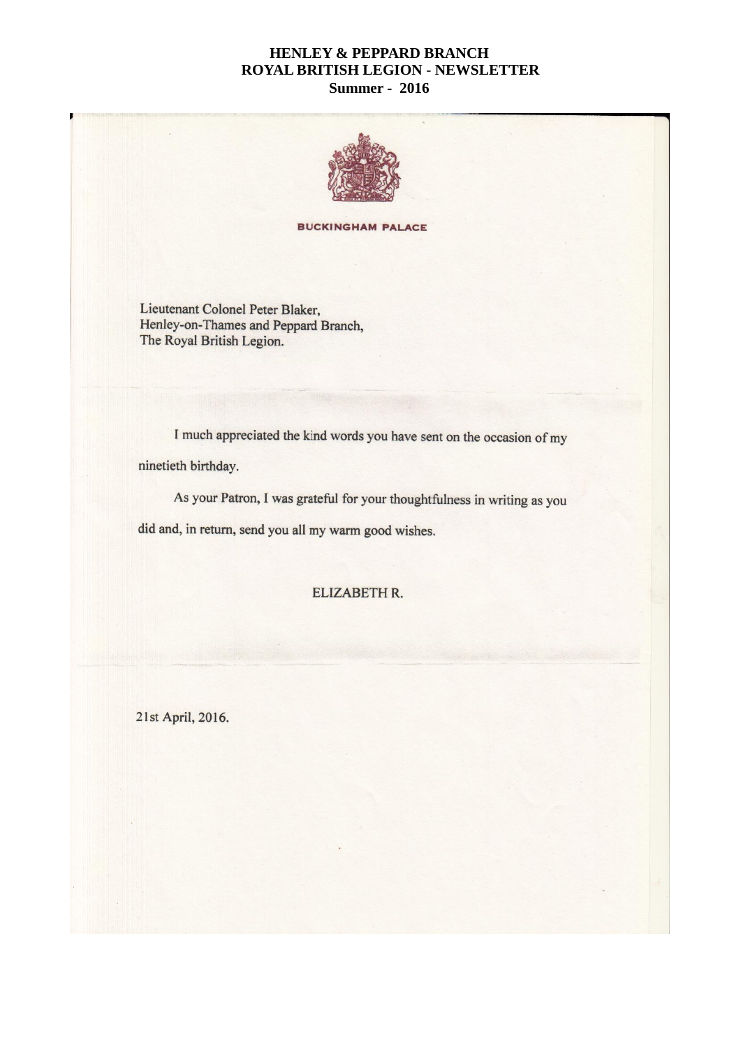**HENLEY & PEPPARD BRANCH**
**ROYAL BRITISH LEGION - NEWSLETTER**
**Summer - 2016**

BUCKINGHAM PALACE

Lieutenant Colonel Peter Blaker,
Henley-on-Thames and Peppard Branch,
The Royal British Legion.

I much appreciated the kind words you have sent on the occasion of my ninetieth birthday.

As your Patron, I was grateful for your thoughtfulness in writing as you did and, in return, send you all my warm good wishes.

ELIZABETH R.

21st April, 2016.